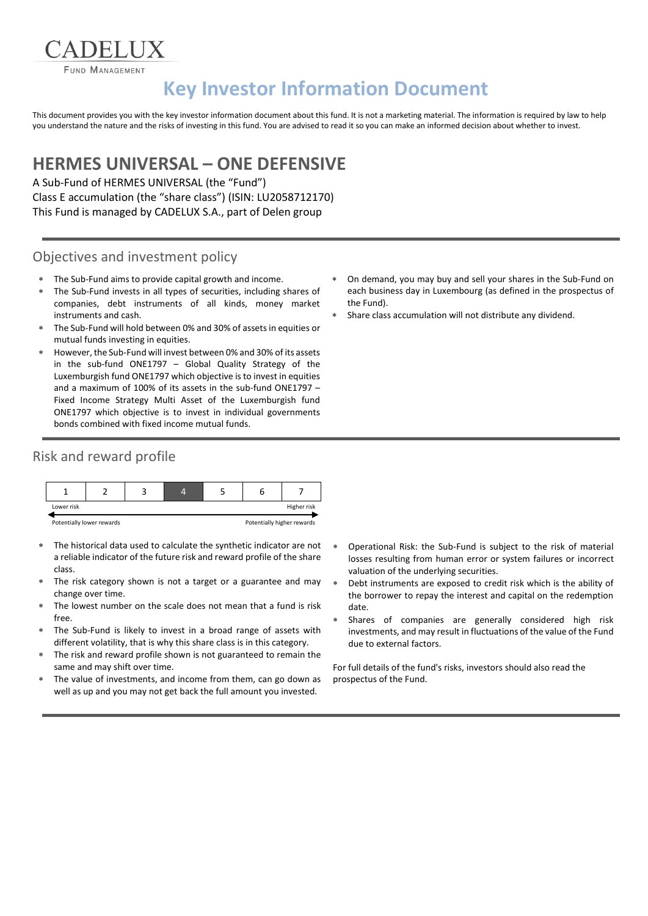CADELUX

FUND MANAGEMENT

# Key Investor Information Document

This document provides you with the key investor information document about this fund. It is not a marketing material. The information is required by law to help you understand the nature and the risks of investing in this fund. You are advised to read it so you can make an informed decision about whether to invest.

## HERMES UNIVERSAL – ONE DEFENSIVE

A Sub-Fund of HERMES UNIVERSAL (the "Fund")
Class E accumulation (the "share class") (ISIN: LU2058712170)
This Fund is managed by CADELUX S.A., part of Delen group

### Objectives and investment policy

- The Sub-Fund aims to provide capital growth and income.
- The Sub-Fund invests in all types of securities, including shares of companies, debt instruments of all kinds, money market instruments and cash.
- The Sub-Fund will hold between 0% and 30% of assets in equities or mutual funds investing in equities.
- However, the Sub-Fund will invest between 0% and 30% of its assets in the sub-fund ONE1797 – Global Quality Strategy of the Luxemburgish fund ONE1797 which objective is to invest in equities and a maximum of 100% of its assets in the sub-fund ONE1797 – Fixed Income Strategy Multi Asset of the Luxemburgish fund ONE1797 which objective is to invest in individual governments bonds combined with fixed income mutual funds.
- On demand, you may buy and sell your shares in the Sub-Fund on each business day in Luxembourg (as defined in the prospectus of the Fund).
- Share class accumulation will not distribute any dividend.

### Risk and reward profile

| 1 | 2 | 3 | **4** | 5 | 6 | 7 |
|---|---|---|---|---|---|---|

Lower risk — Higher risk

Potentially lower rewards — Potentially higher rewards

- The historical data used to calculate the synthetic indicator are not a reliable indicator of the future risk and reward profile of the share class.
- The risk category shown is not a target or a guarantee and may change over time.
- The lowest number on the scale does not mean that a fund is risk free.
- The Sub-Fund is likely to invest in a broad range of assets with different volatility, that is why this share class is in this category.
- The risk and reward profile shown is not guaranteed to remain the same and may shift over time.
- The value of investments, and income from them, can go down as well as up and you may not get back the full amount you invested.
- Operational Risk: the Sub-Fund is subject to the risk of material losses resulting from human error or system failures or incorrect valuation of the underlying securities.
- Debt instruments are exposed to credit risk which is the ability of the borrower to repay the interest and capital on the redemption date.
- Shares of companies are generally considered high risk investments, and may result in fluctuations of the value of the Fund due to external factors.

For full details of the fund's risks, investors should also read the prospectus of the Fund.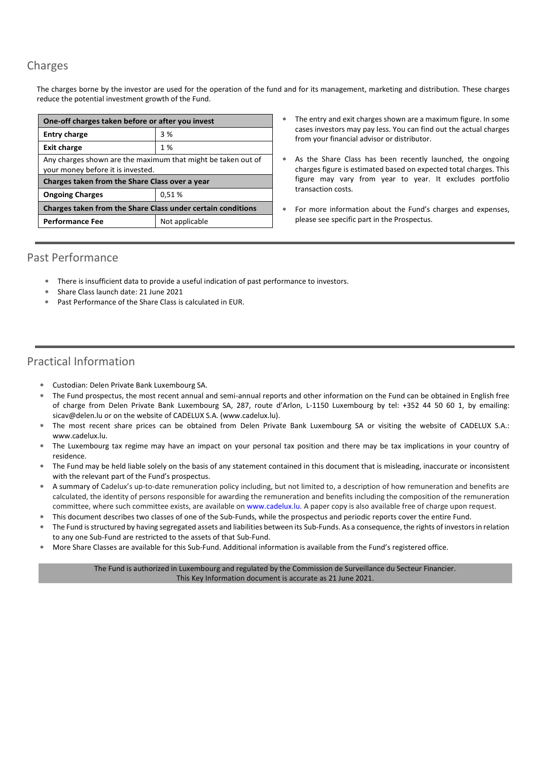## Charges

The charges borne by the investor are used for the operation of the fund and for its management, marketing and distribution. These charges reduce the potential investment growth of the Fund.

| | |
|---|---|
| **One-off charges taken before or after you invest** | |
| **Entry charge** | 3 % |
| **Exit charge** | 1 % |
| Any charges shown are the maximum that might be taken out of your money before it is invested. | |
| **Charges taken from the Share Class over a year** | |
| **Ongoing Charges** | 0,51 % |
| **Charges taken from the Share Class under certain conditions** | |
| **Performance Fee** | Not applicable |

- The entry and exit charges shown are a maximum figure. In some cases investors may pay less. You can find out the actual charges from your financial advisor or distributor.
- As the Share Class has been recently launched, the ongoing charges figure is estimated based on expected total charges. This figure may vary from year to year. It excludes portfolio transaction costs.
- For more information about the Fund's charges and expenses, please see specific part in the Prospectus.

## Past Performance

- There is insufficient data to provide a useful indication of past performance to investors.
- Share Class launch date: 21 June 2021
- Past Performance of the Share Class is calculated in EUR.

## Practical Information

- Custodian: Delen Private Bank Luxembourg SA.
- The Fund prospectus, the most recent annual and semi-annual reports and other information on the Fund can be obtained in English free of charge from Delen Private Bank Luxembourg SA, 287, route d'Arlon, L-1150 Luxembourg by tel: +352 44 50 60 1, by emailing: sicav@delen.lu or on the website of CADELUX S.A. (www.cadelux.lu).
- The most recent share prices can be obtained from Delen Private Bank Luxembourg SA or visiting the website of CADELUX S.A.: www.cadelux.lu.
- The Luxembourg tax regime may have an impact on your personal tax position and there may be tax implications in your country of residence.
- The Fund may be held liable solely on the basis of any statement contained in this document that is misleading, inaccurate or inconsistent with the relevant part of the Fund's prospectus.
- A summary of Cadelux's up-to-date remuneration policy including, but not limited to, a description of how remuneration and benefits are calculated, the identity of persons responsible for awarding the remuneration and benefits including the composition of the remuneration committee, where such committee exists, are available on www.cadelux.lu. A paper copy is also available free of charge upon request.
- This document describes two classes of one of the Sub-Funds, while the prospectus and periodic reports cover the entire Fund.
- The Fund is structured by having segregated assets and liabilities between its Sub-Funds. As a consequence, the rights of investors in relation to any one Sub-Fund are restricted to the assets of that Sub-Fund.
- More Share Classes are available for this Sub-Fund. Additional information is available from the Fund's registered office.

The Fund is authorized in Luxembourg and regulated by the Commission de Surveillance du Secteur Financier.
This Key Information document is accurate as 21 June 2021.